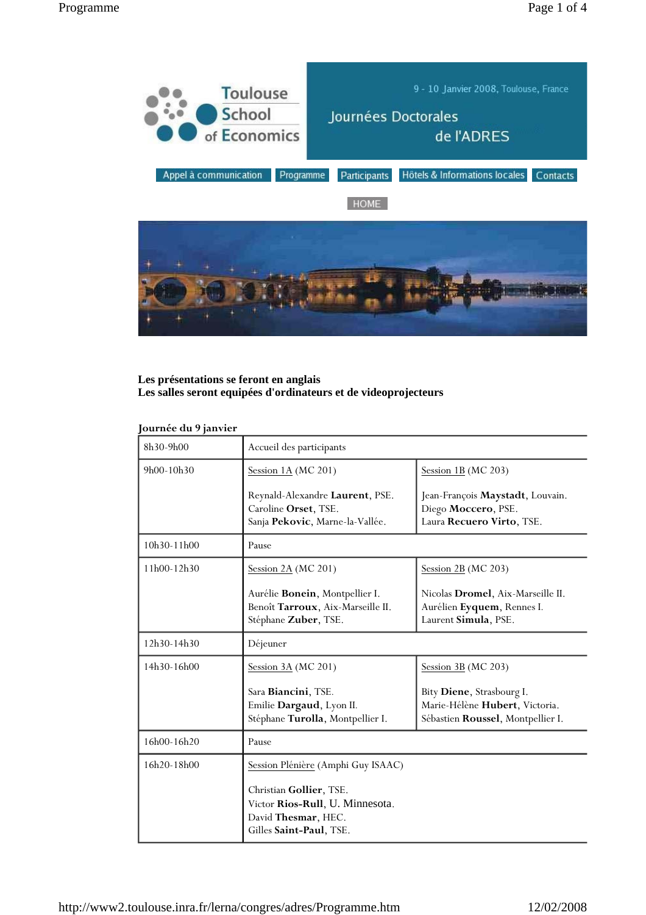Toulouse School of Economics

9 - 10 Janvier 2008, Toulouse, France

# Journées Doctorales de l'ADRES

Appel à communication | Programme | Participants | Hôtels & Informations locales | Contacts

HOME

**Les présentations se feront en anglais**
**Les salles seront equipées d'ordinateurs et de videoprojecteurs**

**Journée du 9 janvier**

| | | |
|---|---|---|
| 8h30-9h00 | Accueil des participants | |
| 9h00-10h30 | Session 1A (MC 201)<br><br>Reynald-Alexandre **Laurent**, PSE.<br>Caroline **Orset**, TSE.<br>Sanja **Pekovic**, Marne-la-Vallée. | Session 1B (MC 203)<br><br>Jean-François **Maystadt**, Louvain.<br>Diego **Moccero**, PSE.<br>Laura **Recuero Virto**, TSE. |
| 10h30-11h00 | Pause | |
| 11h00-12h30 | Session 2A (MC 201)<br><br>Aurélie **Bonein**, Montpellier I.<br>Benoît **Tarroux**, Aix-Marseille II.<br>Stéphane **Zuber**, TSE. | Session 2B (MC 203)<br><br>Nicolas **Dromel**, Aix-Marseille II.<br>Aurélien **Eyquem**, Rennes I.<br>Laurent **Simula**, PSE. |
| 12h30-14h30 | Déjeuner | |
| 14h30-16h00 | Session 3A (MC 201)<br><br>Sara **Biancini**, TSE.<br>Emilie **Dargaud**, Lyon II.<br>Stéphane **Turolla**, Montpellier I. | Session 3B (MC 203)<br><br>Bity **Diene**, Strasbourg I.<br>Marie-Hélène **Hubert**, Victoria.<br>Sébastien **Roussel**, Montpellier I. |
| 16h00-16h20 | Pause | |
| 16h20-18h00 | Session Plénière (Amphi Guy ISAAC)<br><br>Christian **Gollier**, TSE.<br>Victor **Rios-Rull**, U. Minnesota.<br>David **Thesmar**, HEC.<br>Gilles **Saint-Paul**, TSE. | |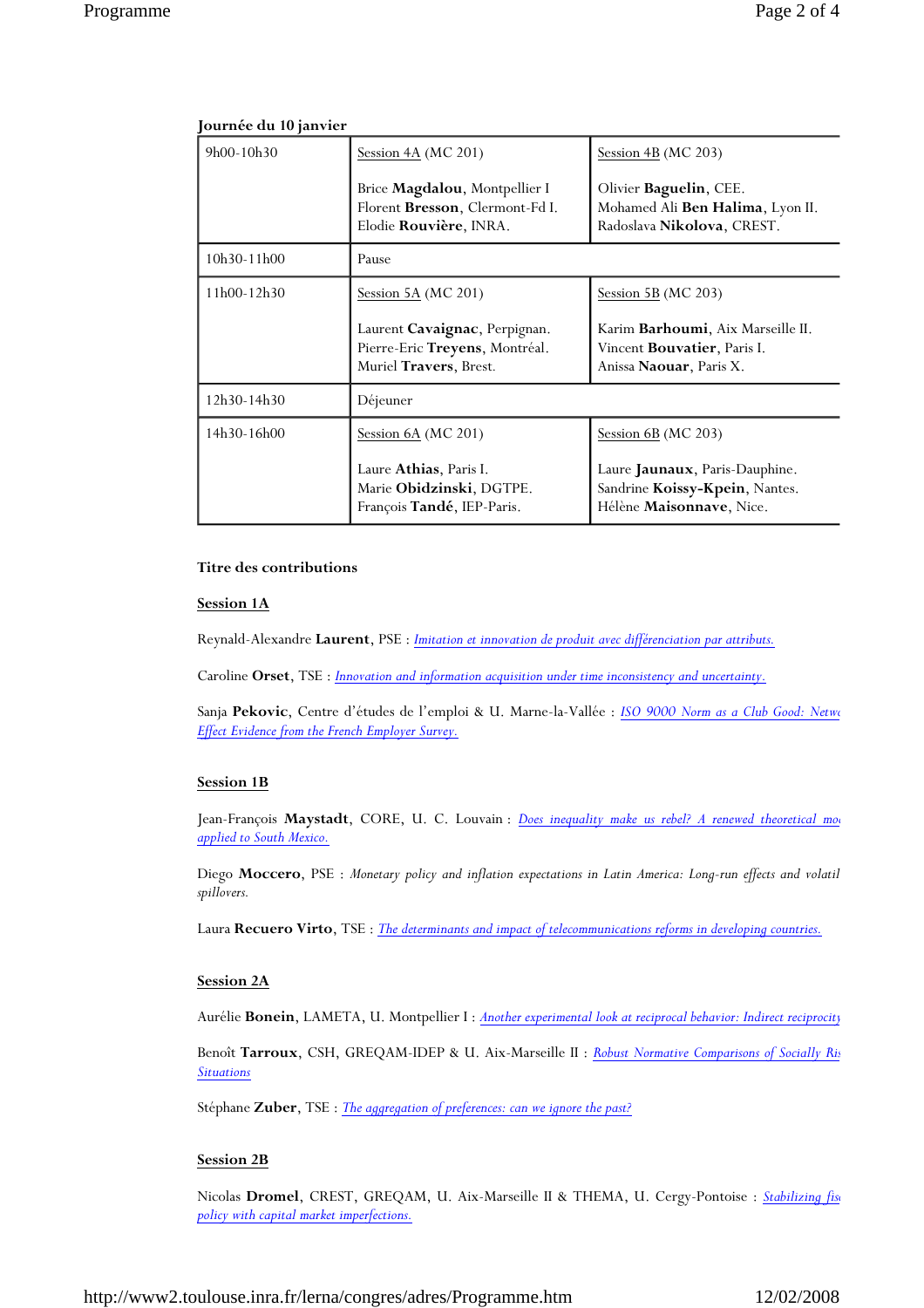**Journée du 10 janvier**

| | | |
|---|---|---|
| 9h00-10h30 | Session 4A (MC 201)<br><br>Brice **Magdalou**, Montpellier I<br>Florent **Bresson**, Clermont-Fd I.<br>Elodie **Rouvière**, INRA. | Session 4B (MC 203)<br><br>Olivier **Baguelin**, CEE.<br>Mohamed Ali **Ben Halima**, Lyon II.<br>Radoslava **Nikolova**, CREST. |
| 10h30-11h00 | Pause | |
| 11h00-12h30 | Session 5A (MC 201)<br><br>Laurent **Cavaignac**, Perpignan.<br>Pierre-Eric **Treyens**, Montréal.<br>Muriel **Travers**, Brest. | Session 5B (MC 203)<br><br>Karim **Barhoumi**, Aix Marseille II.<br>Vincent **Bouvatier**, Paris I.<br>Anissa **Naouar**, Paris X. |
| 12h30-14h30 | Déjeuner | |
| 14h30-16h00 | Session 6A (MC 201)<br><br>Laure **Athias**, Paris I.<br>Marie **Obidzinski**, DGTPE.<br>François **Tandé**, IEP-Paris. | Session 6B (MC 203)<br><br>Laure **Jaunaux**, Paris-Dauphine.<br>Sandrine **Koissy-Kpein**, Nantes.<br>Hélène **Maisonnave**, Nice. |

**Titre des contributions**

**Session 1A**

Reynald-Alexandre **Laurent**, PSE : *Imitation et innovation de produit avec différenciation par attributs.*

Caroline **Orset**, TSE : *Innovation and information acquisition under time inconsistency and uncertainty.*

Sanja **Pekovic**, Centre d'études de l'emploi & U. Marne-la-Vallée : *ISO 9000 Norm as a Club Good: Netw Effect Evidence from the French Employer Survey.*

**Session 1B**

Jean-François **Maystadt**, CORE, U. C. Louvain : *Does inequality make us rebel? A renewed theoretical mo applied to South Mexico.*

Diego **Moccero**, PSE : *Monetary policy and inflation expectations in Latin America: Long-run effects and volatil spillovers.*

Laura **Recuero Virto**, TSE : *The determinants and impact of telecommunications reforms in developing countries.*

**Session 2A**

Aurélie **Bonein**, LAMETA, U. Montpellier I : *Another experimental look at reciprocal behavior: Indirect reciprocity*

Benoît **Tarroux**, CSH, GREQAM-IDEP & U. Aix-Marseille II : *Robust Normative Comparisons of Socially Ris Situations*

Stéphane **Zuber**, TSE : *The aggregation of preferences: can we ignore the past?*

**Session 2B**

Nicolas **Dromel**, CREST, GREQAM, U. Aix-Marseille II & THEMA, U. Cergy-Pontoise : *Stabilizing fis policy with capital market imperfections.*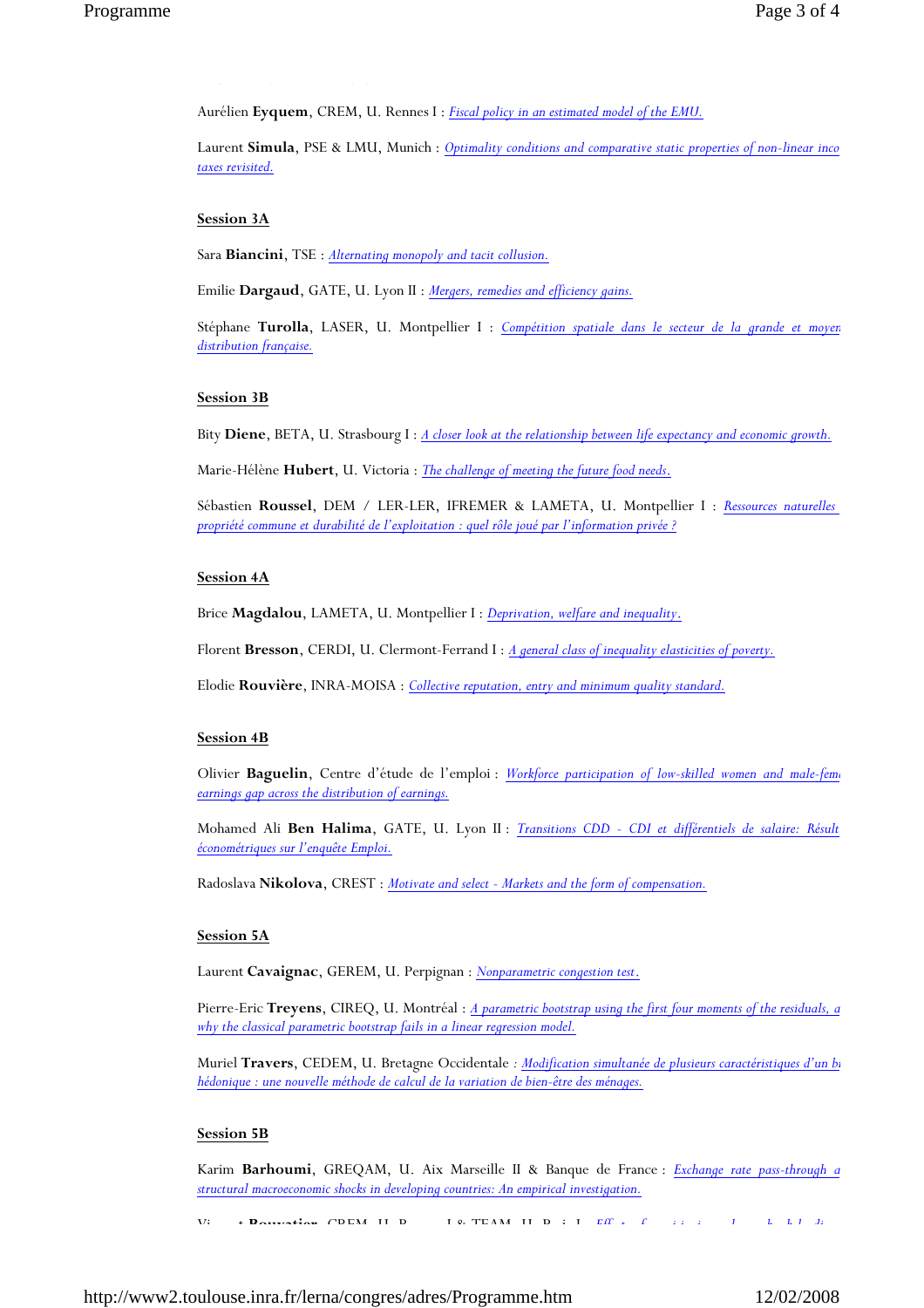Aurélien **Eyquem**, CREM, U. Rennes I : *Fiscal policy in an estimated model of the EMU.*

Laurent **Simula**, PSE & LMU, Munich : *Optimality conditions and comparative static properties of non-linear inco taxes revisited.*

**Session 3A**

Sara **Biancini**, TSE : *Alternating monopoly and tacit collusion.*

Emilie **Dargaud**, GATE, U. Lyon II : *Mergers, remedies and efficiency gains.*

Stéphane **Turolla**, LASER, U. Montpellier I : *Compétition spatiale dans le secteur de la grande et moyen distribution française.*

**Session 3B**

Bity **Diene**, BETA, U. Strasbourg I : *A closer look at the relationship between life expectancy and economic growth.*

Marie-Hélène **Hubert**, U. Victoria : *The challenge of meeting the future food needs.*

Sébastien **Roussel**, DEM / LER-LER, IFREMER & LAMETA, U. Montpellier I : *Ressources naturelles propriété commune et durabilité de l'exploitation : quel rôle joué par l'information privée ?*

**Session 4A**

Brice **Magdalou**, LAMETA, U. Montpellier I : *Deprivation, welfare and inequality.*

Florent **Bresson**, CERDI, U. Clermont-Ferrand I : *A general class of inequality elasticities of poverty.*

Elodie **Rouvière**, INRA-MOISA : *Collective reputation, entry and minimum quality standard.*

**Session 4B**

Olivier **Baguelin**, Centre d'étude de l'emploi : *Workforce participation of low-skilled women and male-fem earnings gap across the distribution of earnings.*

Mohamed Ali **Ben Halima**, GATE, U. Lyon II : *Transitions CDD - CDI et différentiels de salaire: Result économétriques sur l'enquête Emploi.*

Radoslava **Nikolova**, CREST : *Motivate and select - Markets and the form of compensation.*

**Session 5A**

Laurent **Cavaignac**, GEREM, U. Perpignan : *Nonparametric congestion test.*

Pierre-Eric **Treyens**, CIREQ, U. Montréal : *A parametric bootstrap using the first four moments of the residuals, a why the classical parametric bootstrap fails in a linear regression model.*

Muriel **Travers**, CEDEM, U. Bretagne Occidentale : *Modification simultanée de plusieurs caractéristiques d'un bi hédonique : une nouvelle méthode de calcul de la variation de bien-être des ménages.*

**Session 5B**

Karim **Barhoumi**, GREQAM, U. Aix Marseille II & Banque de France : *Exchange rate pass-through a structural macroeconomic shocks in developing countries: An empirical investigation.*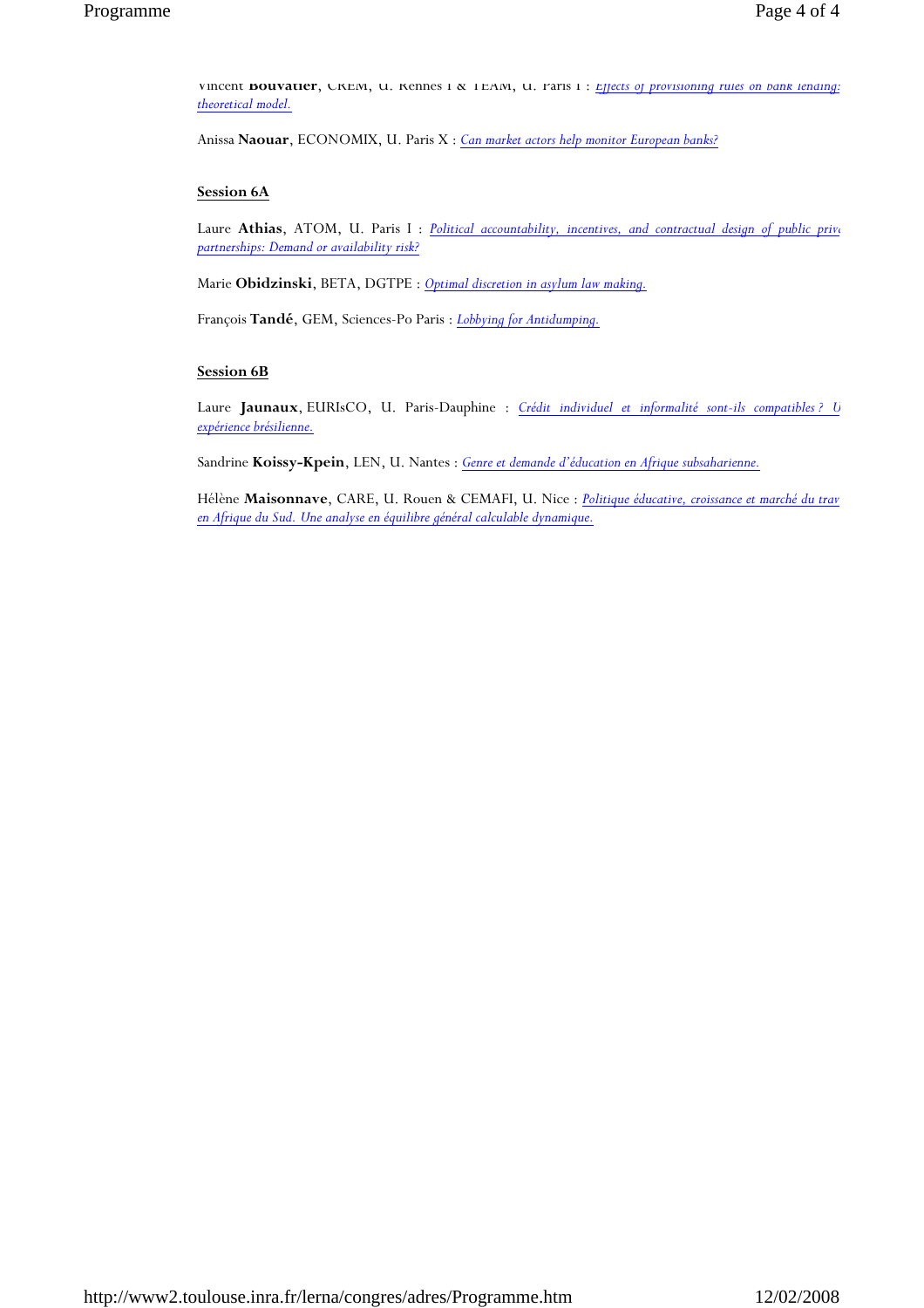Vincent **Bouvatier**, CREM, U. Rennes I & TEAM, U. Paris I : *Effects of provisioning rules on bank lending: theoretical model.*

Anissa **Naouar**, ECONOMIX, U. Paris X : *Can market actors help monitor European banks?*

**Session 6A**

Laure **Athias**, ATOM, U. Paris I : *Political accountability, incentives, and contractual design of public priv partnerships: Demand or availability risk?*

Marie **Obidzinski**, BETA, DGTPE : *Optimal discretion in asylum law making.*

François **Tandé**, GEM, Sciences-Po Paris : *Lobbying for Antidumping.*

**Session 6B**

Laure **Jaunaux**, EURIsCO, U. Paris-Dauphine : *Crédit individuel et informalité sont-ils compatibles ? U expérience brésilienne.*

Sandrine **Koissy-Kpein**, LEN, U. Nantes : *Genre et demande d'éducation en Afrique subsaharienne.*

Hélène **Maisonnave**, CARE, U. Rouen & CEMAFI, U. Nice : *Politique éducative, croissance et marché du trav en Afrique du Sud. Une analyse en équilibre général calculable dynamique.*